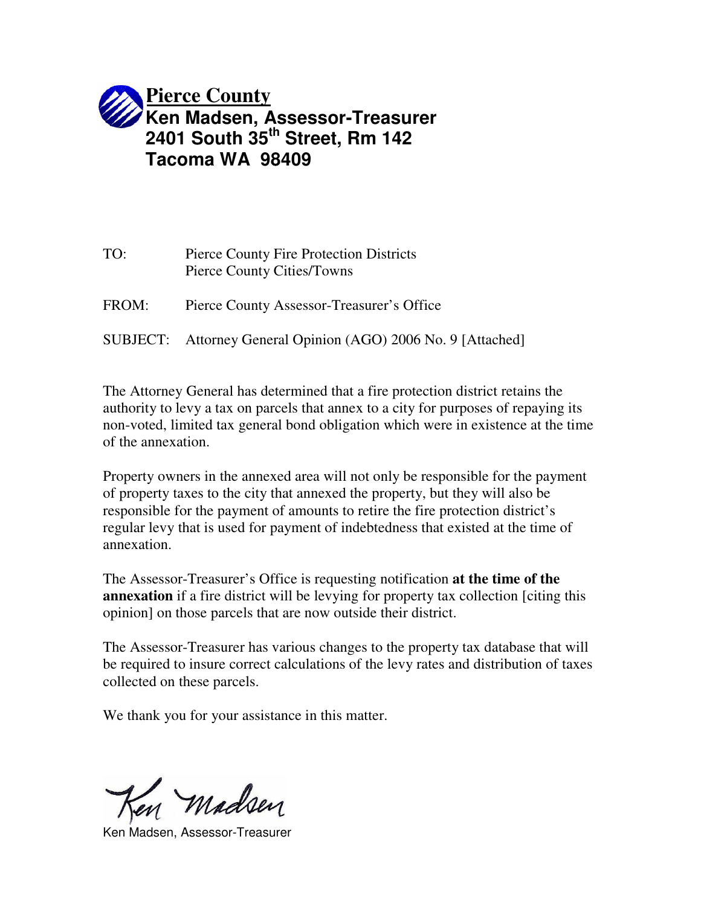# Pierce County

**Ken Madsen, Assessor-Treasurer**
**2401 South 35th Street, Rm 142**
**Tacoma WA 98409**

TO: Pierce County Fire Protection Districts
Pierce County Cities/Towns

FROM: Pierce County Assessor-Treasurer's Office

SUBJECT: Attorney General Opinion (AGO) 2006 No. 9 [Attached]

The Attorney General has determined that a fire protection district retains the authority to levy a tax on parcels that annex to a city for purposes of repaying its non-voted, limited tax general bond obligation which were in existence at the time of the annexation.

Property owners in the annexed area will not only be responsible for the payment of property taxes to the city that annexed the property, but they will also be responsible for the payment of amounts to retire the fire protection district's regular levy that is used for payment of indebtedness that existed at the time of annexation.

The Assessor-Treasurer's Office is requesting notification **at the time of the annexation** if a fire district will be levying for property tax collection [citing this opinion] on those parcels that are now outside their district.

The Assessor-Treasurer has various changes to the property tax database that will be required to insure correct calculations of the levy rates and distribution of taxes collected on these parcels.

We thank you for your assistance in this matter.

Ken Madsen

Ken Madsen, Assessor-Treasurer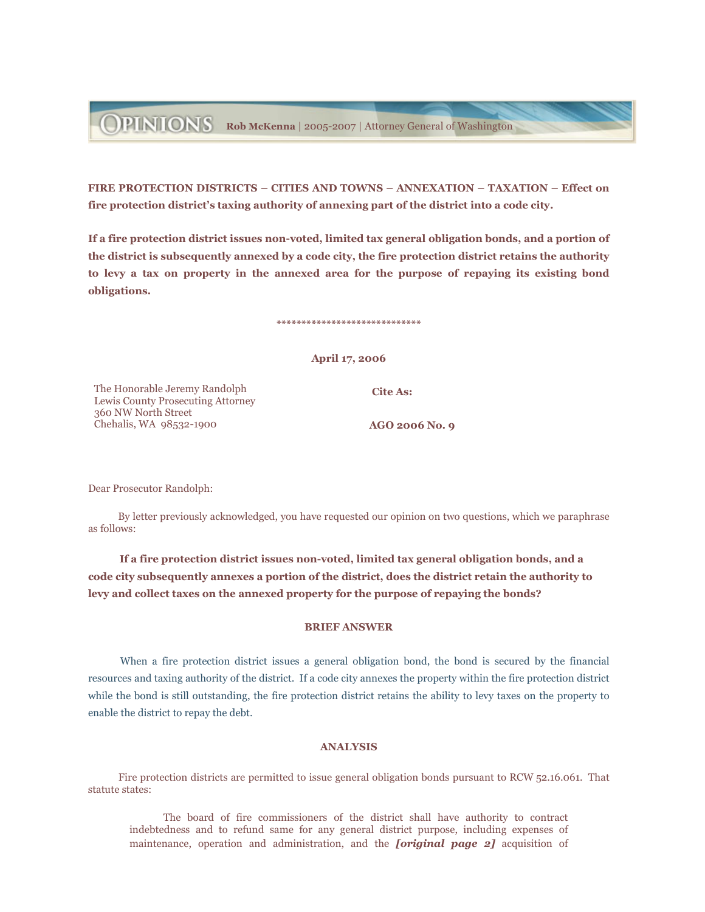**FIRE PROTECTION DISTRICTS – CITIES AND TOWNS – ANNEXATION – TAXATION – Effect on fire protection district's taxing authority of annexing part of the district into a code city.**

**If a fire protection district issues non-voted, limited tax general obligation bonds, and a portion of the district is subsequently annexed by a code city, the fire protection district retains the authority to levy a tax on property in the annexed area for the purpose of repaying its existing bond obligations.**

****************************

**April 17, 2006**

The Honorable Jeremy Randolph
Lewis County Prosecuting Attorney
360 NW North Street
Chehalis, WA 98532-1900

**Cite As:**

**AGO 2006 No. 9**

Dear Prosecutor Randolph:

By letter previously acknowledged, you have requested our opinion on two questions, which we paraphrase as follows:

**If a fire protection district issues non-voted, limited tax general obligation bonds, and a code city subsequently annexes a portion of the district, does the district retain the authority to levy and collect taxes on the annexed property for the purpose of repaying the bonds?**

**BRIEF ANSWER**

When a fire protection district issues a general obligation bond, the bond is secured by the financial resources and taxing authority of the district. If a code city annexes the property within the fire protection district while the bond is still outstanding, the fire protection district retains the ability to levy taxes on the property to enable the district to repay the debt.

**ANALYSIS**

Fire protection districts are permitted to issue general obligation bonds pursuant to RCW 52.16.061. That statute states:

> The board of fire commissioners of the district shall have authority to contract indebtedness and to refund same for any general district purpose, including expenses of maintenance, operation and administration, and the ***[original page 2]*** acquisition of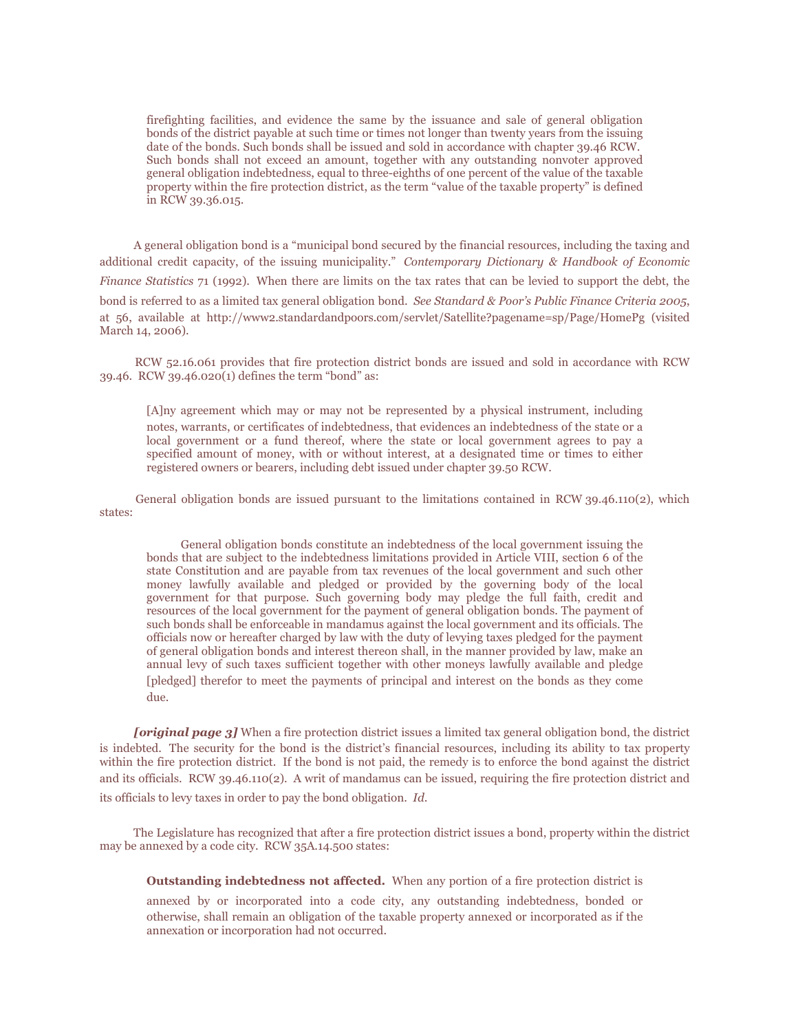> firefighting facilities, and evidence the same by the issuance and sale of general obligation bonds of the district payable at such time or times not longer than twenty years from the issuing date of the bonds. Such bonds shall be issued and sold in accordance with chapter 39.46 RCW. Such bonds shall not exceed an amount, together with any outstanding nonvoter approved general obligation indebtedness, equal to three-eighths of one percent of the value of the taxable property within the fire protection district, as the term "value of the taxable property" is defined in RCW 39.36.015.

A general obligation bond is a "municipal bond secured by the financial resources, including the taxing and additional credit capacity, of the issuing municipality." *Contemporary Dictionary & Handbook of Economic Finance Statistics* 71 (1992). When there are limits on the tax rates that can be levied to support the debt, the bond is referred to as a limited tax general obligation bond. *See Standard & Poor's Public Finance Criteria 2005*, at 56, available at http://www2.standardandpoors.com/servlet/Satellite?pagename=sp/Page/HomePg (visited March 14, 2006).

RCW 52.16.061 provides that fire protection district bonds are issued and sold in accordance with RCW 39.46. RCW 39.46.020(1) defines the term "bond" as:

> [A]ny agreement which may or may not be represented by a physical instrument, including notes, warrants, or certificates of indebtedness, that evidences an indebtedness of the state or a local government or a fund thereof, where the state or local government agrees to pay a specified amount of money, with or without interest, at a designated time or times to either registered owners or bearers, including debt issued under chapter 39.50 RCW.

General obligation bonds are issued pursuant to the limitations contained in RCW 39.46.110(2), which states:

> General obligation bonds constitute an indebtedness of the local government issuing the bonds that are subject to the indebtedness limitations provided in Article VIII, section 6 of the state Constitution and are payable from tax revenues of the local government and such other money lawfully available and pledged or provided by the governing body of the local government for that purpose. Such governing body may pledge the full faith, credit and resources of the local government for the payment of general obligation bonds. The payment of such bonds shall be enforceable in mandamus against the local government and its officials. The officials now or hereafter charged by law with the duty of levying taxes pledged for the payment of general obligation bonds and interest thereon shall, in the manner provided by law, make an annual levy of such taxes sufficient together with other moneys lawfully available and pledge [pledged] therefor to meet the payments of principal and interest on the bonds as they come due.

***[original page 3]*** When a fire protection district issues a limited tax general obligation bond, the district is indebted. The security for the bond is the district's financial resources, including its ability to tax property within the fire protection district. If the bond is not paid, the remedy is to enforce the bond against the district and its officials. RCW 39.46.110(2). A writ of mandamus can be issued, requiring the fire protection district and its officials to levy taxes in order to pay the bond obligation. *Id.*

The Legislature has recognized that after a fire protection district issues a bond, property within the district may be annexed by a code city. RCW 35A.14.500 states:

> **Outstanding indebtedness not affected.** When any portion of a fire protection district is annexed by or incorporated into a code city, any outstanding indebtedness, bonded or otherwise, shall remain an obligation of the taxable property annexed or incorporated as if the annexation or incorporation had not occurred.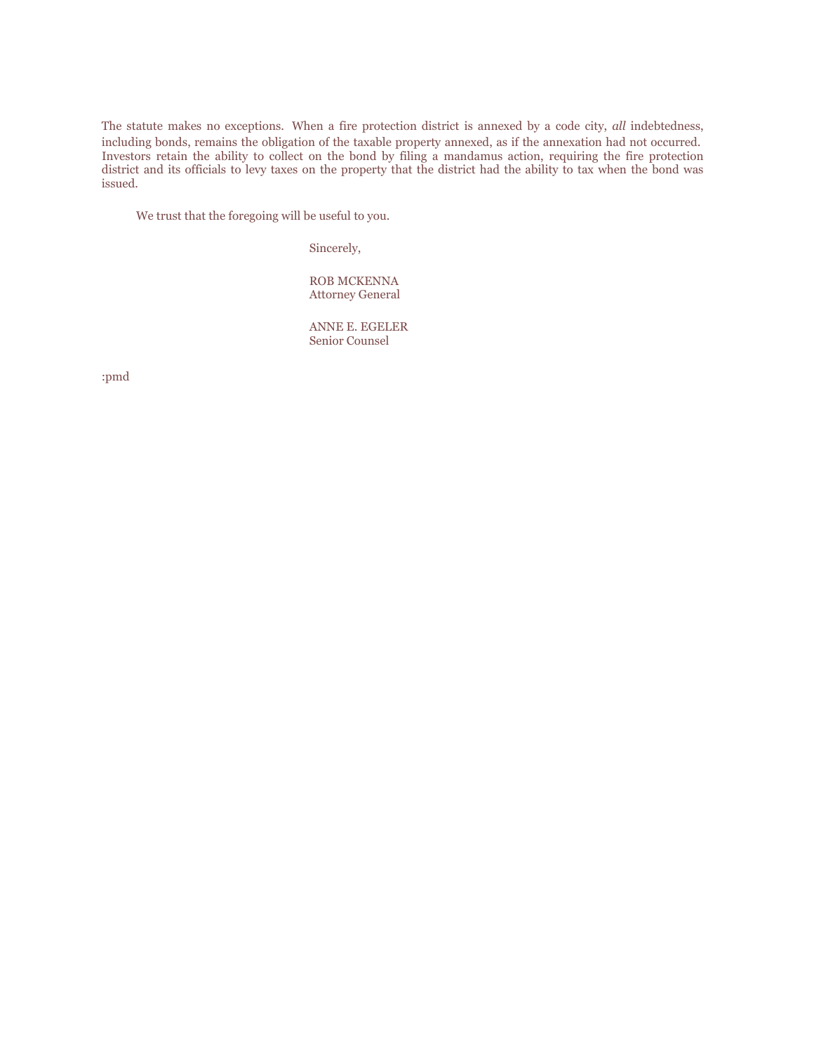The statute makes no exceptions. When a fire protection district is annexed by a code city, *all* indebtedness, including bonds, remains the obligation of the taxable property annexed, as if the annexation had not occurred. Investors retain the ability to collect on the bond by filing a mandamus action, requiring the fire protection district and its officials to levy taxes on the property that the district had the ability to tax when the bond was issued.

We trust that the foregoing will be useful to you.

Sincerely,

ROB MCKENNA
Attorney General

ANNE E. EGELER
Senior Counsel

:pmd